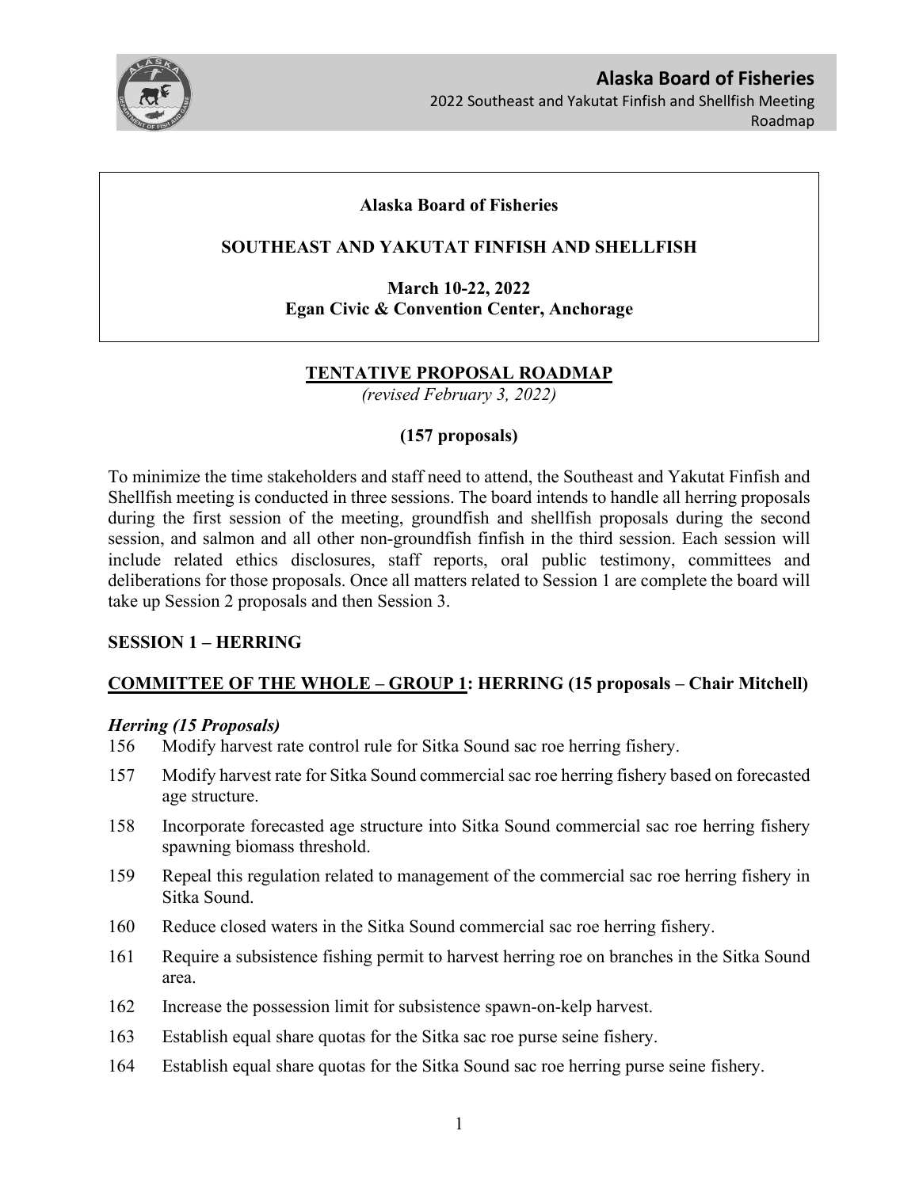# Alaska Board of Fisheries

## SOUTHEAST AND YAKUTAT FINFISH AND SHELLFISH

**March 10-22, 2022**
**Egan Civic & Convention Center, Anchorage**

## TENTATIVE PROPOSAL ROADMAP

*(revised February 3, 2022)*

**(157 proposals)**

To minimize the time stakeholders and staff need to attend, the Southeast and Yakutat Finfish and Shellfish meeting is conducted in three sessions. The board intends to handle all herring proposals during the first session of the meeting, groundfish and shellfish proposals during the second session, and salmon and all other non-groundfish finfish in the third session. Each session will include related ethics disclosures, staff reports, oral public testimony, committees and deliberations for those proposals. Once all matters related to Session 1 are complete the board will take up Session 2 proposals and then Session 3.

### SESSION 1 – HERRING

### COMMITTEE OF THE WHOLE – GROUP 1: HERRING (15 proposals – Chair Mitchell)

#### *Herring (15 Proposals)*

- 156 Modify harvest rate control rule for Sitka Sound sac roe herring fishery.
- 157 Modify harvest rate for Sitka Sound commercial sac roe herring fishery based on forecasted age structure.
- 158 Incorporate forecasted age structure into Sitka Sound commercial sac roe herring fishery spawning biomass threshold.
- 159 Repeal this regulation related to management of the commercial sac roe herring fishery in Sitka Sound.
- 160 Reduce closed waters in the Sitka Sound commercial sac roe herring fishery.
- 161 Require a subsistence fishing permit to harvest herring roe on branches in the Sitka Sound area.
- 162 Increase the possession limit for subsistence spawn-on-kelp harvest.
- 163 Establish equal share quotas for the Sitka sac roe purse seine fishery.
- 164 Establish equal share quotas for the Sitka Sound sac roe herring purse seine fishery.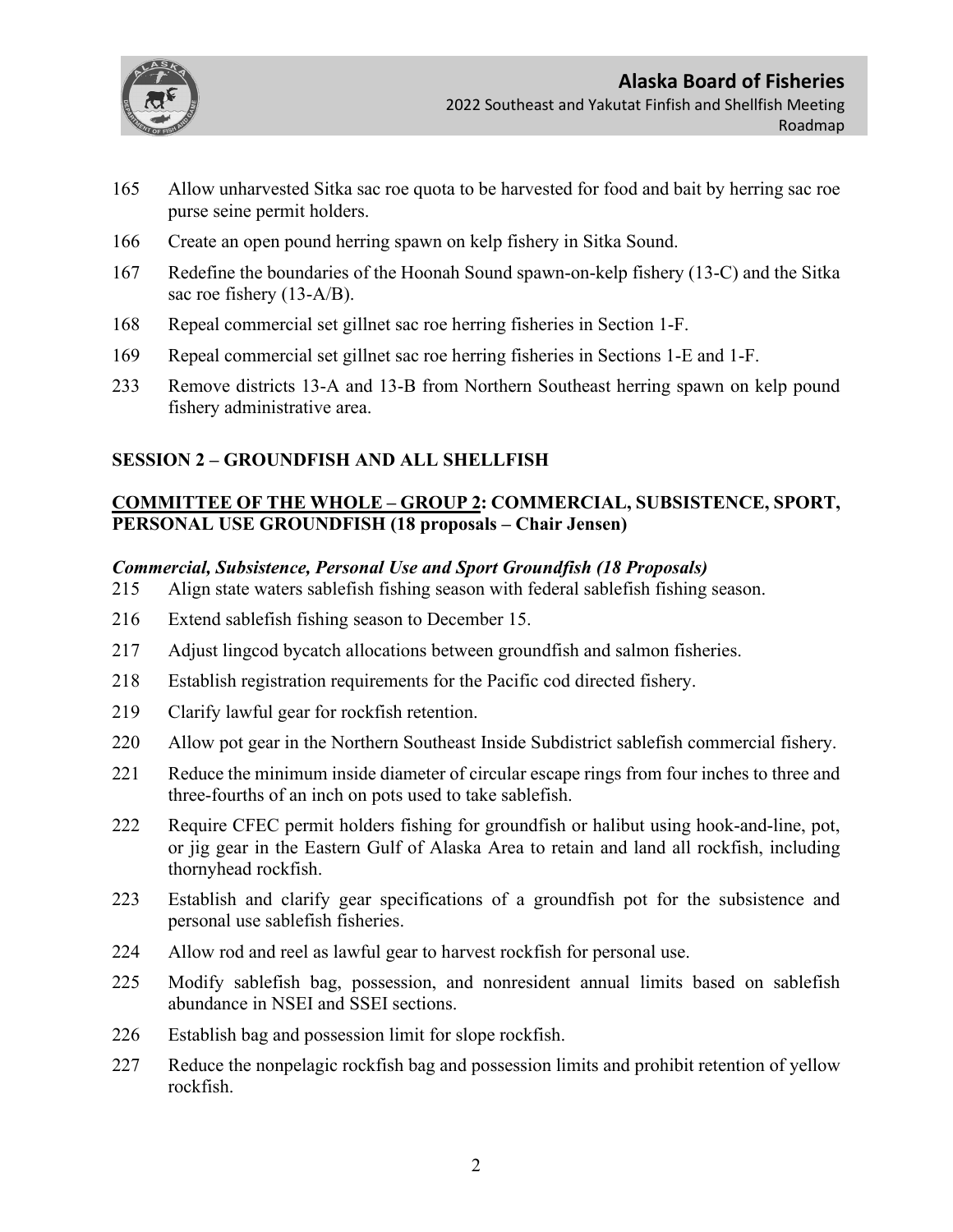165 Allow unharvested Sitka sac roe quota to be harvested for food and bait by herring sac roe purse seine permit holders.

166 Create an open pound herring spawn on kelp fishery in Sitka Sound.

167 Redefine the boundaries of the Hoonah Sound spawn-on-kelp fishery (13-C) and the Sitka sac roe fishery (13-A/B).

168 Repeal commercial set gillnet sac roe herring fisheries in Section 1-F.

169 Repeal commercial set gillnet sac roe herring fisheries in Sections 1-E and 1-F.

233 Remove districts 13-A and 13-B from Northern Southeast herring spawn on kelp pound fishery administrative area.

## SESSION 2 – GROUNDFISH AND ALL SHELLFISH

### COMMITTEE OF THE WHOLE – GROUP 2: COMMERCIAL, SUBSISTENCE, SPORT, PERSONAL USE GROUNDFISH (18 proposals – Chair Jensen)

***Commercial, Subsistence, Personal Use and Sport Groundfish (18 Proposals)***

215 Align state waters sablefish fishing season with federal sablefish fishing season.

216 Extend sablefish fishing season to December 15.

217 Adjust lingcod bycatch allocations between groundfish and salmon fisheries.

218 Establish registration requirements for the Pacific cod directed fishery.

219 Clarify lawful gear for rockfish retention.

220 Allow pot gear in the Northern Southeast Inside Subdistrict sablefish commercial fishery.

221 Reduce the minimum inside diameter of circular escape rings from four inches to three and three-fourths of an inch on pots used to take sablefish.

222 Require CFEC permit holders fishing for groundfish or halibut using hook-and-line, pot, or jig gear in the Eastern Gulf of Alaska Area to retain and land all rockfish, including thornyhead rockfish.

223 Establish and clarify gear specifications of a groundfish pot for the subsistence and personal use sablefish fisheries.

224 Allow rod and reel as lawful gear to harvest rockfish for personal use.

225 Modify sablefish bag, possession, and nonresident annual limits based on sablefish abundance in NSEI and SSEI sections.

226 Establish bag and possession limit for slope rockfish.

227 Reduce the nonpelagic rockfish bag and possession limits and prohibit retention of yellow rockfish.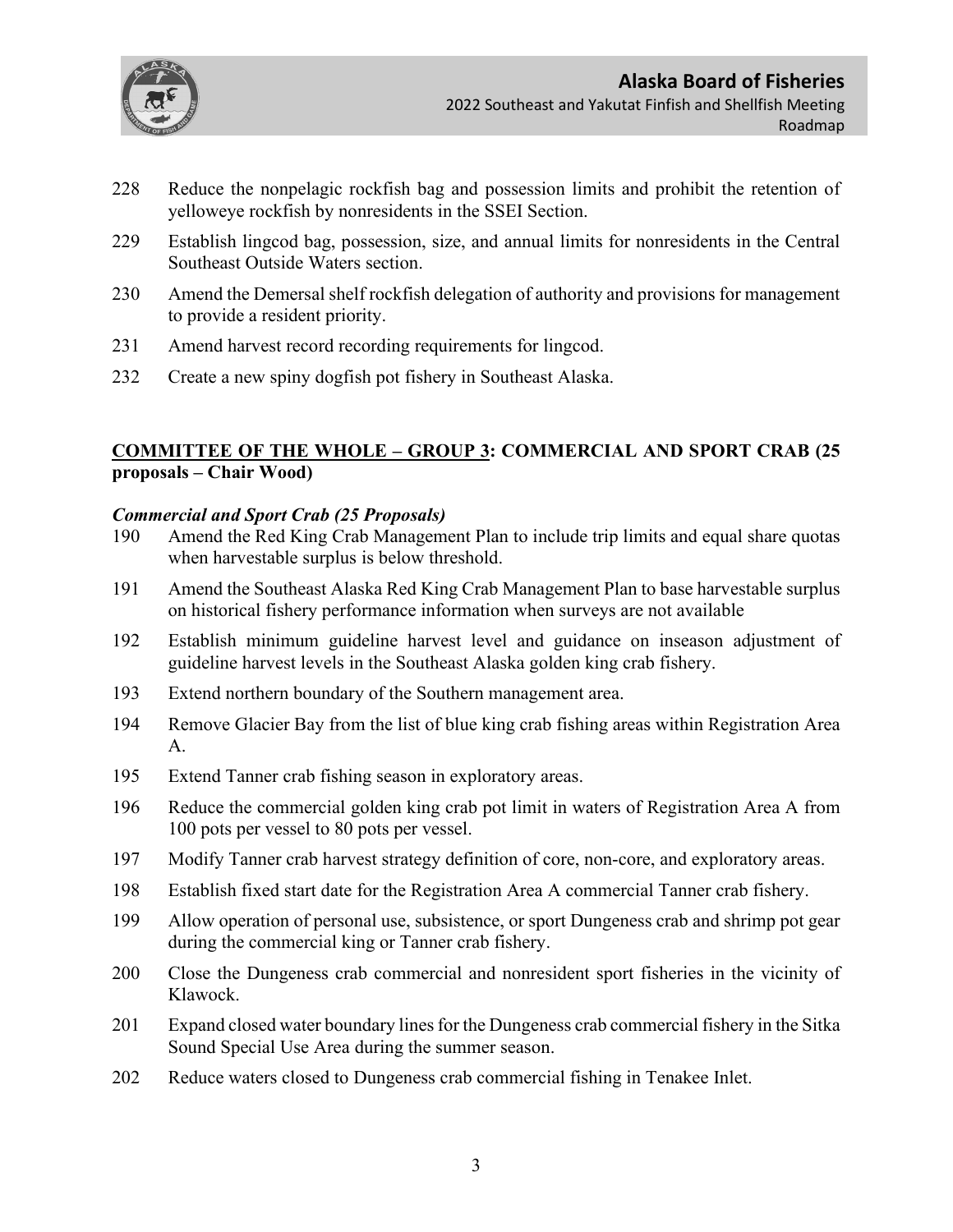228 Reduce the nonpelagic rockfish bag and possession limits and prohibit the retention of yelloweye rockfish by nonresidents in the SSEI Section.

229 Establish lingcod bag, possession, size, and annual limits for nonresidents in the Central Southeast Outside Waters section.

230 Amend the Demersal shelf rockfish delegation of authority and provisions for management to provide a resident priority.

231 Amend harvest record recording requirements for lingcod.

232 Create a new spiny dogfish pot fishery in Southeast Alaska.

## <u>COMMITTEE OF THE WHOLE – GROUP 3</u>: COMMERCIAL AND SPORT CRAB (25 proposals – Chair Wood)

### *Commercial and Sport Crab (25 Proposals)*

190 Amend the Red King Crab Management Plan to include trip limits and equal share quotas when harvestable surplus is below threshold.

191 Amend the Southeast Alaska Red King Crab Management Plan to base harvestable surplus on historical fishery performance information when surveys are not available

192 Establish minimum guideline harvest level and guidance on inseason adjustment of guideline harvest levels in the Southeast Alaska golden king crab fishery.

193 Extend northern boundary of the Southern management area.

194 Remove Glacier Bay from the list of blue king crab fishing areas within Registration Area A.

195 Extend Tanner crab fishing season in exploratory areas.

196 Reduce the commercial golden king crab pot limit in waters of Registration Area A from 100 pots per vessel to 80 pots per vessel.

197 Modify Tanner crab harvest strategy definition of core, non-core, and exploratory areas.

198 Establish fixed start date for the Registration Area A commercial Tanner crab fishery.

199 Allow operation of personal use, subsistence, or sport Dungeness crab and shrimp pot gear during the commercial king or Tanner crab fishery.

200 Close the Dungeness crab commercial and nonresident sport fisheries in the vicinity of Klawock.

201 Expand closed water boundary lines for the Dungeness crab commercial fishery in the Sitka Sound Special Use Area during the summer season.

202 Reduce waters closed to Dungeness crab commercial fishing in Tenakee Inlet.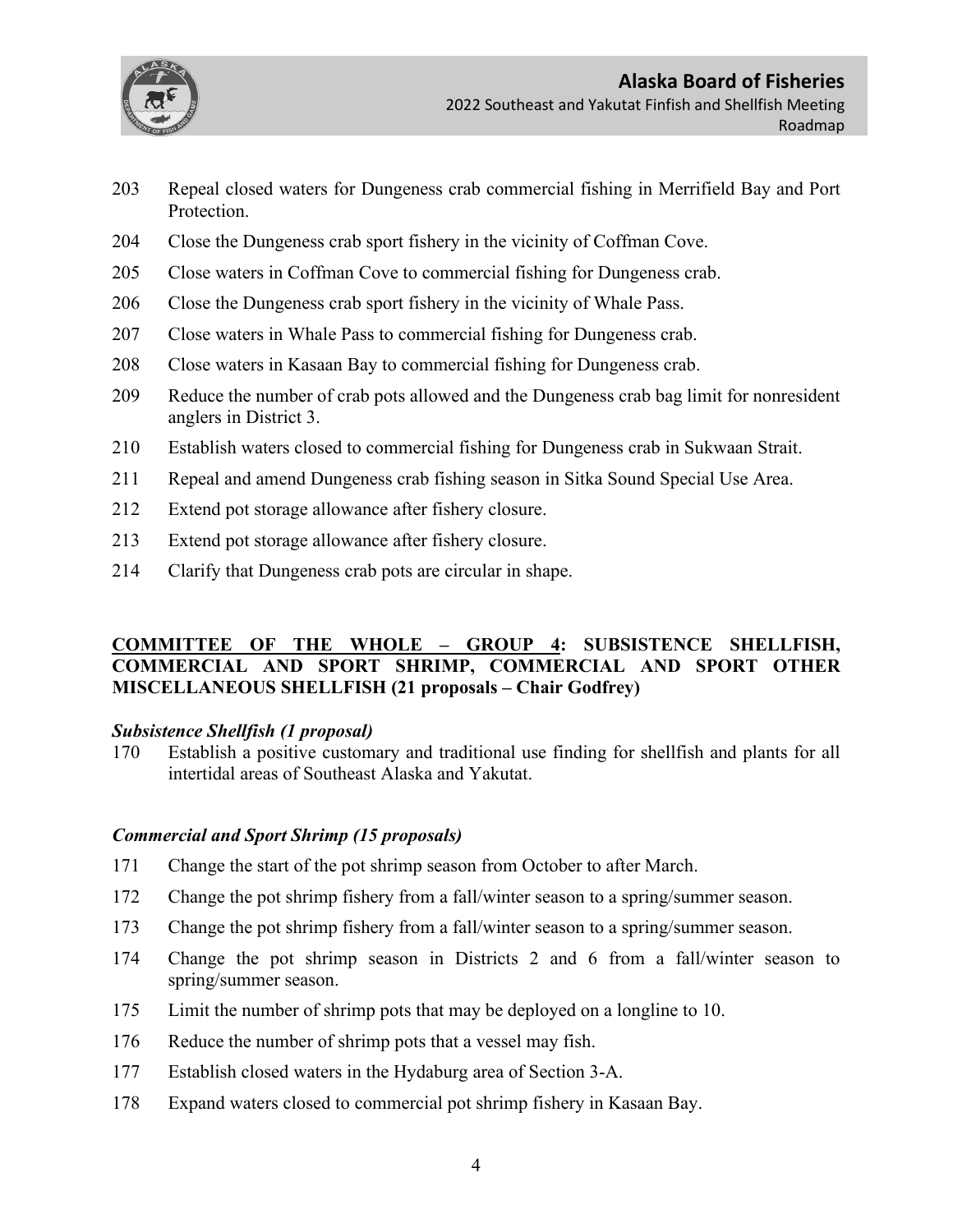203 Repeal closed waters for Dungeness crab commercial fishing in Merrifield Bay and Port Protection.

204 Close the Dungeness crab sport fishery in the vicinity of Coffman Cove.

205 Close waters in Coffman Cove to commercial fishing for Dungeness crab.

206 Close the Dungeness crab sport fishery in the vicinity of Whale Pass.

207 Close waters in Whale Pass to commercial fishing for Dungeness crab.

208 Close waters in Kasaan Bay to commercial fishing for Dungeness crab.

209 Reduce the number of crab pots allowed and the Dungeness crab bag limit for nonresident anglers in District 3.

210 Establish waters closed to commercial fishing for Dungeness crab in Sukwaan Strait.

211 Repeal and amend Dungeness crab fishing season in Sitka Sound Special Use Area.

212 Extend pot storage allowance after fishery closure.

213 Extend pot storage allowance after fishery closure.

214 Clarify that Dungeness crab pots are circular in shape.

## COMMITTEE OF THE WHOLE – GROUP 4: SUBSISTENCE SHELLFISH, COMMERCIAL AND SPORT SHRIMP, COMMERCIAL AND SPORT OTHER MISCELLANEOUS SHELLFISH (21 proposals – Chair Godfrey)

### *Subsistence Shellfish (1 proposal)*

170 Establish a positive customary and traditional use finding for shellfish and plants for all intertidal areas of Southeast Alaska and Yakutat.

### *Commercial and Sport Shrimp (15 proposals)*

171 Change the start of the pot shrimp season from October to after March.

172 Change the pot shrimp fishery from a fall/winter season to a spring/summer season.

173 Change the pot shrimp fishery from a fall/winter season to a spring/summer season.

174 Change the pot shrimp season in Districts 2 and 6 from a fall/winter season to spring/summer season.

175 Limit the number of shrimp pots that may be deployed on a longline to 10.

176 Reduce the number of shrimp pots that a vessel may fish.

177 Establish closed waters in the Hydaburg area of Section 3-A.

178 Expand waters closed to commercial pot shrimp fishery in Kasaan Bay.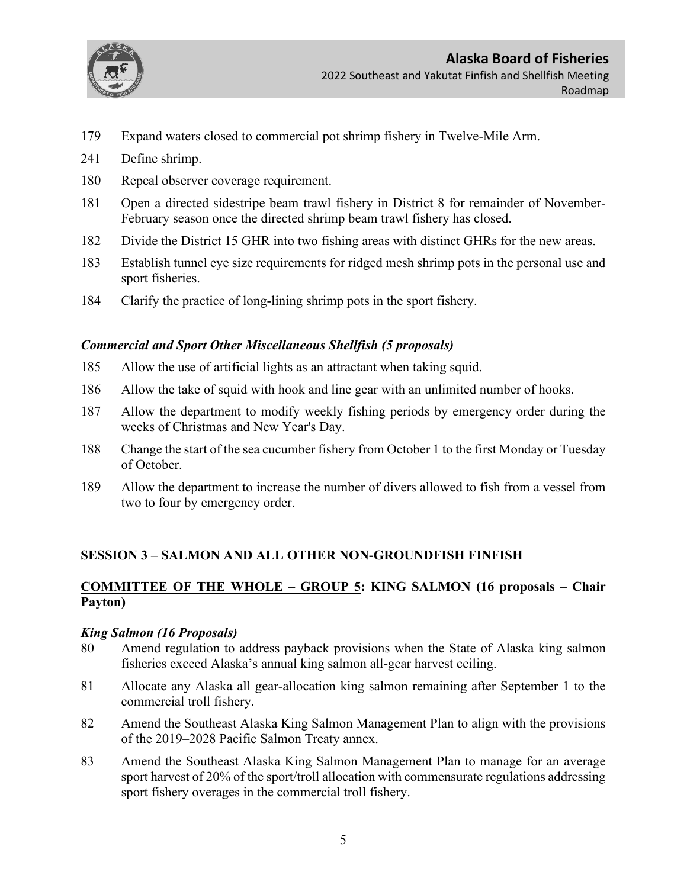179 Expand waters closed to commercial pot shrimp fishery in Twelve-Mile Arm.

241 Define shrimp.

180 Repeal observer coverage requirement.

181 Open a directed sidestripe beam trawl fishery in District 8 for remainder of November-February season once the directed shrimp beam trawl fishery has closed.

182 Divide the District 15 GHR into two fishing areas with distinct GHRs for the new areas.

183 Establish tunnel eye size requirements for ridged mesh shrimp pots in the personal use and sport fisheries.

184 Clarify the practice of long-lining shrimp pots in the sport fishery.

### *Commercial and Sport Other Miscellaneous Shellfish (5 proposals)*

185 Allow the use of artificial lights as an attractant when taking squid.

186 Allow the take of squid with hook and line gear with an unlimited number of hooks.

187 Allow the department to modify weekly fishing periods by emergency order during the weeks of Christmas and New Year's Day.

188 Change the start of the sea cucumber fishery from October 1 to the first Monday or Tuesday of October.

189 Allow the department to increase the number of divers allowed to fish from a vessel from two to four by emergency order.

## SESSION 3 – SALMON AND ALL OTHER NON-GROUNDFISH FINFISH

### <u>COMMITTEE OF THE WHOLE – GROUP 5</u>: KING SALMON (16 proposals – Chair Payton)

### *King Salmon (16 Proposals)*

80 Amend regulation to address payback provisions when the State of Alaska king salmon fisheries exceed Alaska's annual king salmon all-gear harvest ceiling.

81 Allocate any Alaska all gear-allocation king salmon remaining after September 1 to the commercial troll fishery.

82 Amend the Southeast Alaska King Salmon Management Plan to align with the provisions of the 2019–2028 Pacific Salmon Treaty annex.

83 Amend the Southeast Alaska King Salmon Management Plan to manage for an average sport harvest of 20% of the sport/troll allocation with commensurate regulations addressing sport fishery overages in the commercial troll fishery.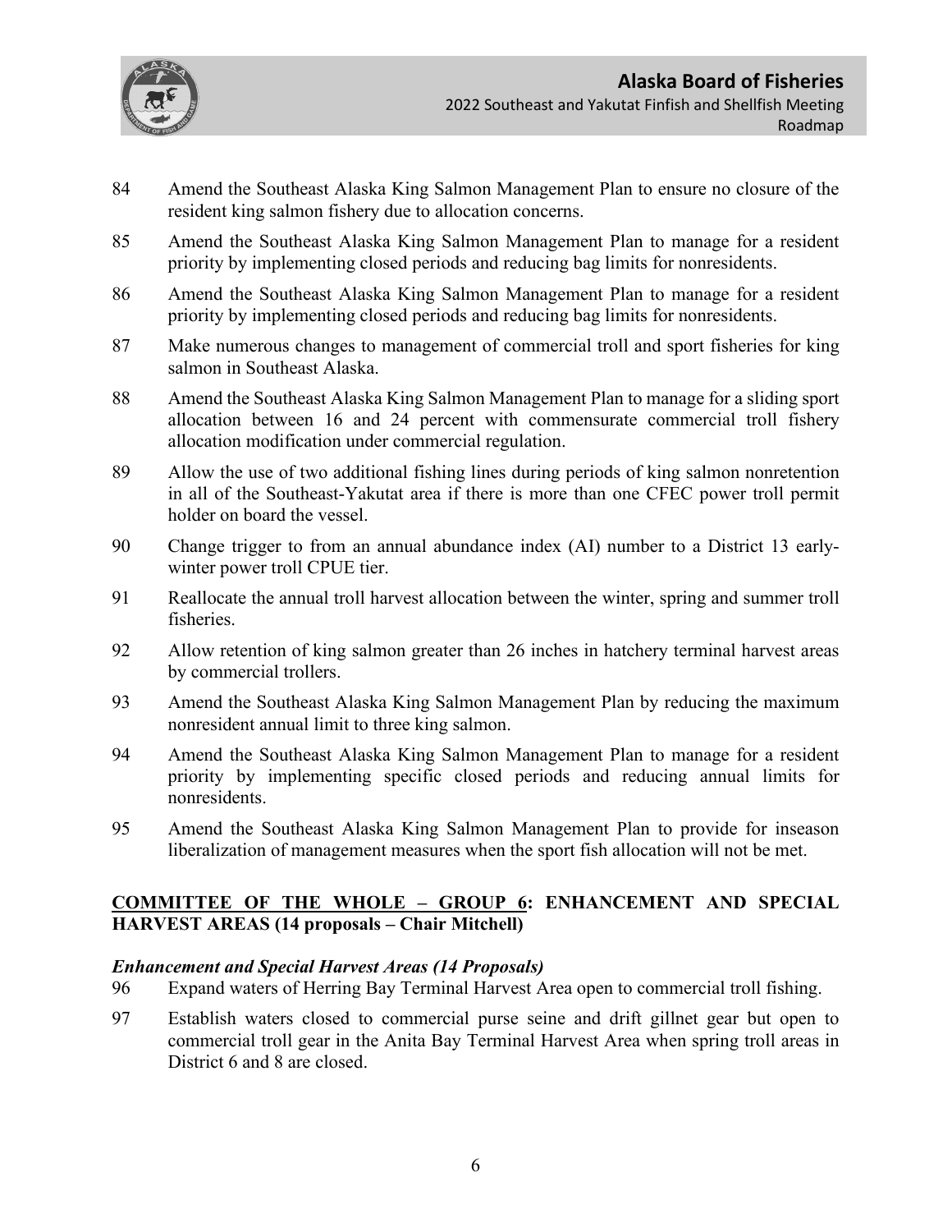84 Amend the Southeast Alaska King Salmon Management Plan to ensure no closure of the resident king salmon fishery due to allocation concerns.

85 Amend the Southeast Alaska King Salmon Management Plan to manage for a resident priority by implementing closed periods and reducing bag limits for nonresidents.

86 Amend the Southeast Alaska King Salmon Management Plan to manage for a resident priority by implementing closed periods and reducing bag limits for nonresidents.

87 Make numerous changes to management of commercial troll and sport fisheries for king salmon in Southeast Alaska.

88 Amend the Southeast Alaska King Salmon Management Plan to manage for a sliding sport allocation between 16 and 24 percent with commensurate commercial troll fishery allocation modification under commercial regulation.

89 Allow the use of two additional fishing lines during periods of king salmon nonretention in all of the Southeast-Yakutat area if there is more than one CFEC power troll permit holder on board the vessel.

90 Change trigger to from an annual abundance index (AI) number to a District 13 early-winter power troll CPUE tier.

91 Reallocate the annual troll harvest allocation between the winter, spring and summer troll fisheries.

92 Allow retention of king salmon greater than 26 inches in hatchery terminal harvest areas by commercial trollers.

93 Amend the Southeast Alaska King Salmon Management Plan by reducing the maximum nonresident annual limit to three king salmon.

94 Amend the Southeast Alaska King Salmon Management Plan to manage for a resident priority by implementing specific closed periods and reducing annual limits for nonresidents.

95 Amend the Southeast Alaska King Salmon Management Plan to provide for inseason liberalization of management measures when the sport fish allocation will not be met.

## <u>COMMITTEE OF THE WHOLE – GROUP 6</u>: ENHANCEMENT AND SPECIAL HARVEST AREAS (14 proposals – Chair Mitchell)

***Enhancement and Special Harvest Areas (14 Proposals)***

96 Expand waters of Herring Bay Terminal Harvest Area open to commercial troll fishing.

97 Establish waters closed to commercial purse seine and drift gillnet gear but open to commercial troll gear in the Anita Bay Terminal Harvest Area when spring troll areas in District 6 and 8 are closed.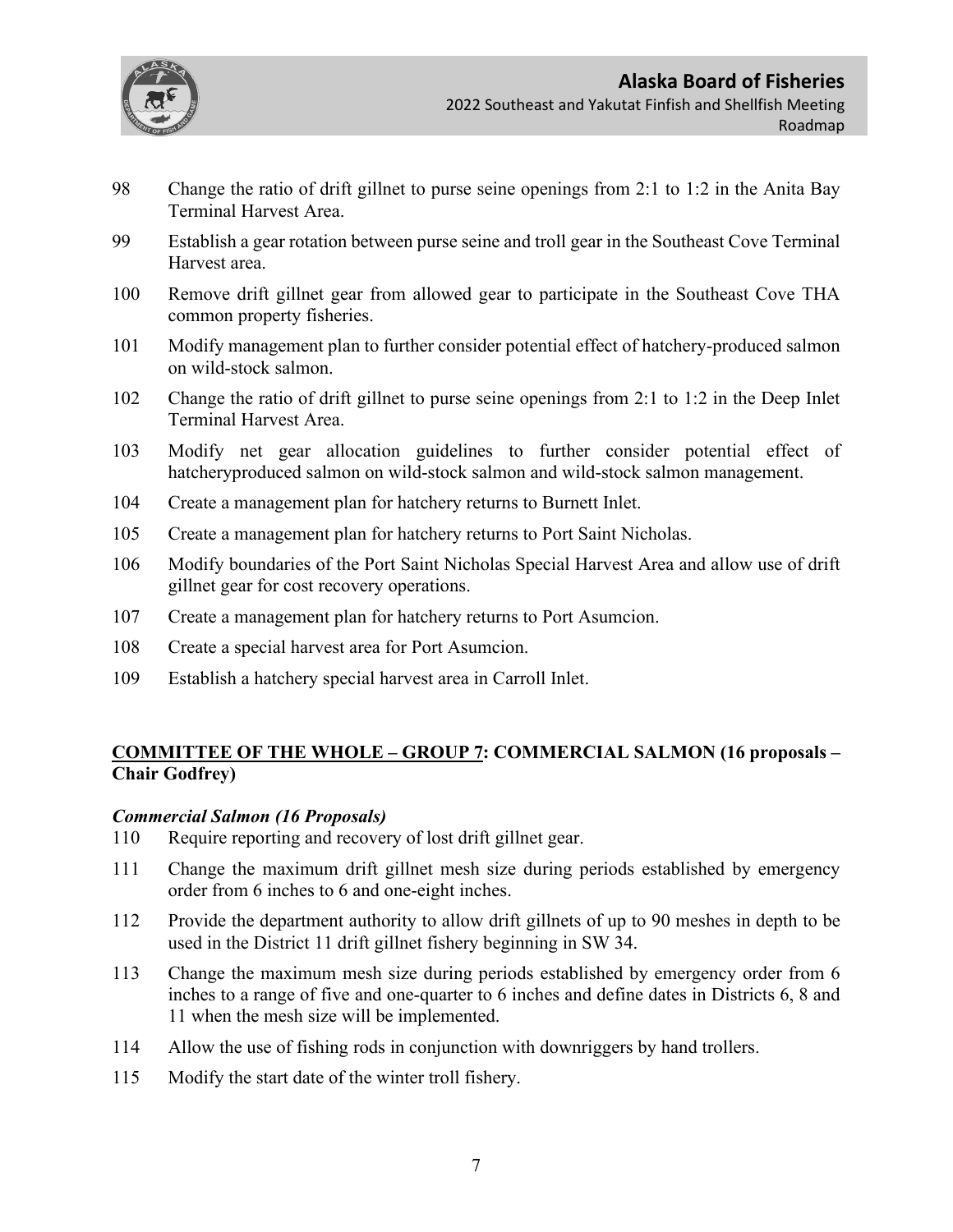98 Change the ratio of drift gillnet to purse seine openings from 2:1 to 1:2 in the Anita Bay Terminal Harvest Area.

99 Establish a gear rotation between purse seine and troll gear in the Southeast Cove Terminal Harvest area.

100 Remove drift gillnet gear from allowed gear to participate in the Southeast Cove THA common property fisheries.

101 Modify management plan to further consider potential effect of hatchery-produced salmon on wild-stock salmon.

102 Change the ratio of drift gillnet to purse seine openings from 2:1 to 1:2 in the Deep Inlet Terminal Harvest Area.

103 Modify net gear allocation guidelines to further consider potential effect of hatcheryproduced salmon on wild-stock salmon and wild-stock salmon management.

104 Create a management plan for hatchery returns to Burnett Inlet.

105 Create a management plan for hatchery returns to Port Saint Nicholas.

106 Modify boundaries of the Port Saint Nicholas Special Harvest Area and allow use of drift gillnet gear for cost recovery operations.

107 Create a management plan for hatchery returns to Port Asumcion.

108 Create a special harvest area for Port Asumcion.

109 Establish a hatchery special harvest area in Carroll Inlet.

## COMMITTEE OF THE WHOLE – GROUP 7: COMMERCIAL SALMON (16 proposals – Chair Godfrey)

### *Commercial Salmon (16 Proposals)*

110 Require reporting and recovery of lost drift gillnet gear.

111 Change the maximum drift gillnet mesh size during periods established by emergency order from 6 inches to 6 and one-eight inches.

112 Provide the department authority to allow drift gillnets of up to 90 meshes in depth to be used in the District 11 drift gillnet fishery beginning in SW 34.

113 Change the maximum mesh size during periods established by emergency order from 6 inches to a range of five and one-quarter to 6 inches and define dates in Districts 6, 8 and 11 when the mesh size will be implemented.

114 Allow the use of fishing rods in conjunction with downriggers by hand trollers.

115 Modify the start date of the winter troll fishery.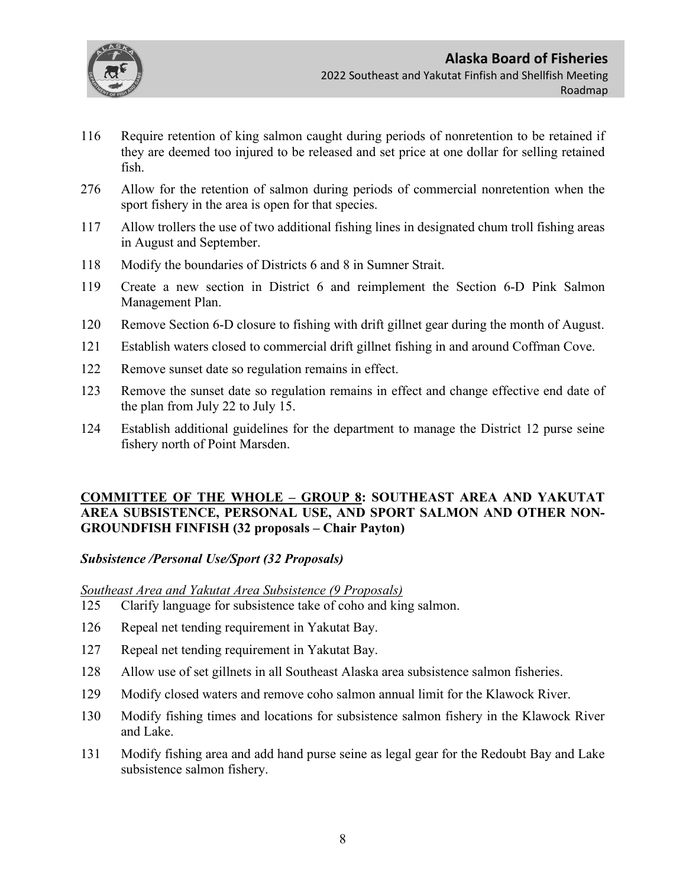116 Require retention of king salmon caught during periods of nonretention to be retained if they are deemed too injured to be released and set price at one dollar for selling retained fish.

276 Allow for the retention of salmon during periods of commercial nonretention when the sport fishery in the area is open for that species.

117 Allow trollers the use of two additional fishing lines in designated chum troll fishing areas in August and September.

118 Modify the boundaries of Districts 6 and 8 in Sumner Strait.

119 Create a new section in District 6 and reimplement the Section 6-D Pink Salmon Management Plan.

120 Remove Section 6-D closure to fishing with drift gillnet gear during the month of August.

121 Establish waters closed to commercial drift gillnet fishing in and around Coffman Cove.

122 Remove sunset date so regulation remains in effect.

123 Remove the sunset date so regulation remains in effect and change effective end date of the plan from July 22 to July 15.

124 Establish additional guidelines for the department to manage the District 12 purse seine fishery north of Point Marsden.

## COMMITTEE OF THE WHOLE – GROUP 8: SOUTHEAST AREA AND YAKUTAT AREA SUBSISTENCE, PERSONAL USE, AND SPORT SALMON AND OTHER NON-GROUNDFISH FINFISH (32 proposals – Chair Payton)

### *Subsistence /Personal Use/Sport (32 Proposals)*

*Southeast Area and Yakutat Area Subsistence (9 Proposals)*

125 Clarify language for subsistence take of coho and king salmon.

126 Repeal net tending requirement in Yakutat Bay.

127 Repeal net tending requirement in Yakutat Bay.

128 Allow use of set gillnets in all Southeast Alaska area subsistence salmon fisheries.

129 Modify closed waters and remove coho salmon annual limit for the Klawock River.

130 Modify fishing times and locations for subsistence salmon fishery in the Klawock River and Lake.

131 Modify fishing area and add hand purse seine as legal gear for the Redoubt Bay and Lake subsistence salmon fishery.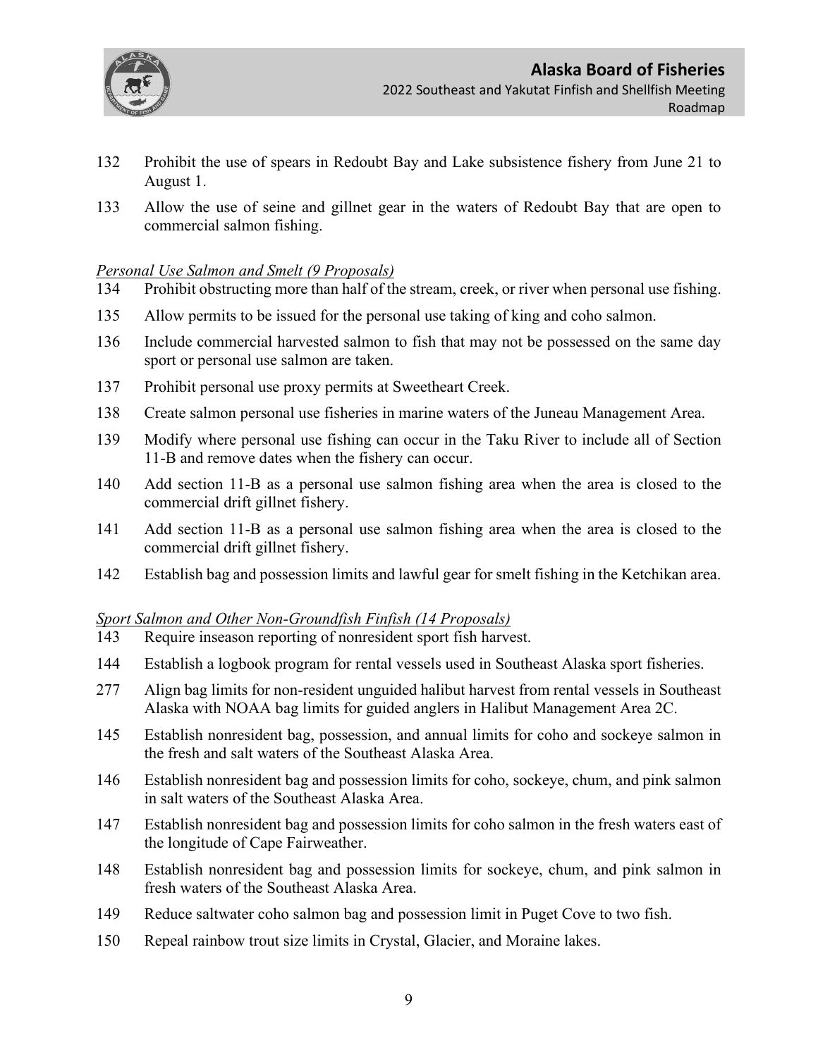132 Prohibit the use of spears in Redoubt Bay and Lake subsistence fishery from June 21 to August 1.

133 Allow the use of seine and gillnet gear in the waters of Redoubt Bay that are open to commercial salmon fishing.

*Personal Use Salmon and Smelt (9 Proposals)*

134 Prohibit obstructing more than half of the stream, creek, or river when personal use fishing.

135 Allow permits to be issued for the personal use taking of king and coho salmon.

136 Include commercial harvested salmon to fish that may not be possessed on the same day sport or personal use salmon are taken.

137 Prohibit personal use proxy permits at Sweetheart Creek.

138 Create salmon personal use fisheries in marine waters of the Juneau Management Area.

139 Modify where personal use fishing can occur in the Taku River to include all of Section 11-B and remove dates when the fishery can occur.

140 Add section 11-B as a personal use salmon fishing area when the area is closed to the commercial drift gillnet fishery.

141 Add section 11-B as a personal use salmon fishing area when the area is closed to the commercial drift gillnet fishery.

142 Establish bag and possession limits and lawful gear for smelt fishing in the Ketchikan area.

*Sport Salmon and Other Non-Groundfish Finfish (14 Proposals)*

143 Require inseason reporting of nonresident sport fish harvest.

144 Establish a logbook program for rental vessels used in Southeast Alaska sport fisheries.

277 Align bag limits for non-resident unguided halibut harvest from rental vessels in Southeast Alaska with NOAA bag limits for guided anglers in Halibut Management Area 2C.

145 Establish nonresident bag, possession, and annual limits for coho and sockeye salmon in the fresh and salt waters of the Southeast Alaska Area.

146 Establish nonresident bag and possession limits for coho, sockeye, chum, and pink salmon in salt waters of the Southeast Alaska Area.

147 Establish nonresident bag and possession limits for coho salmon in the fresh waters east of the longitude of Cape Fairweather.

148 Establish nonresident bag and possession limits for sockeye, chum, and pink salmon in fresh waters of the Southeast Alaska Area.

149 Reduce saltwater coho salmon bag and possession limit in Puget Cove to two fish.

150 Repeal rainbow trout size limits in Crystal, Glacier, and Moraine lakes.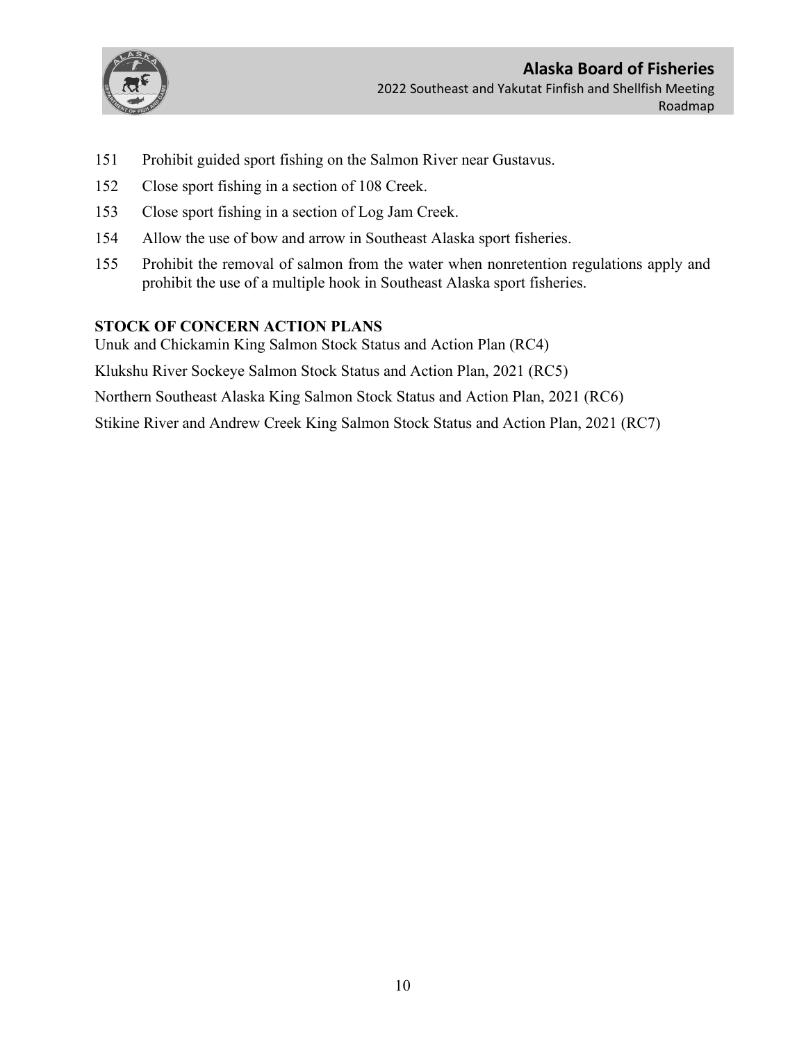151 Prohibit guided sport fishing on the Salmon River near Gustavus.

152 Close sport fishing in a section of 108 Creek.

153 Close sport fishing in a section of Log Jam Creek.

154 Allow the use of bow and arrow in Southeast Alaska sport fisheries.

155 Prohibit the removal of salmon from the water when nonretention regulations apply and prohibit the use of a multiple hook in Southeast Alaska sport fisheries.

**STOCK OF CONCERN ACTION PLANS**

Unuk and Chickamin King Salmon Stock Status and Action Plan (RC4)

Klukshu River Sockeye Salmon Stock Status and Action Plan, 2021 (RC5)

Northern Southeast Alaska King Salmon Stock Status and Action Plan, 2021 (RC6)

Stikine River and Andrew Creek King Salmon Stock Status and Action Plan, 2021 (RC7)